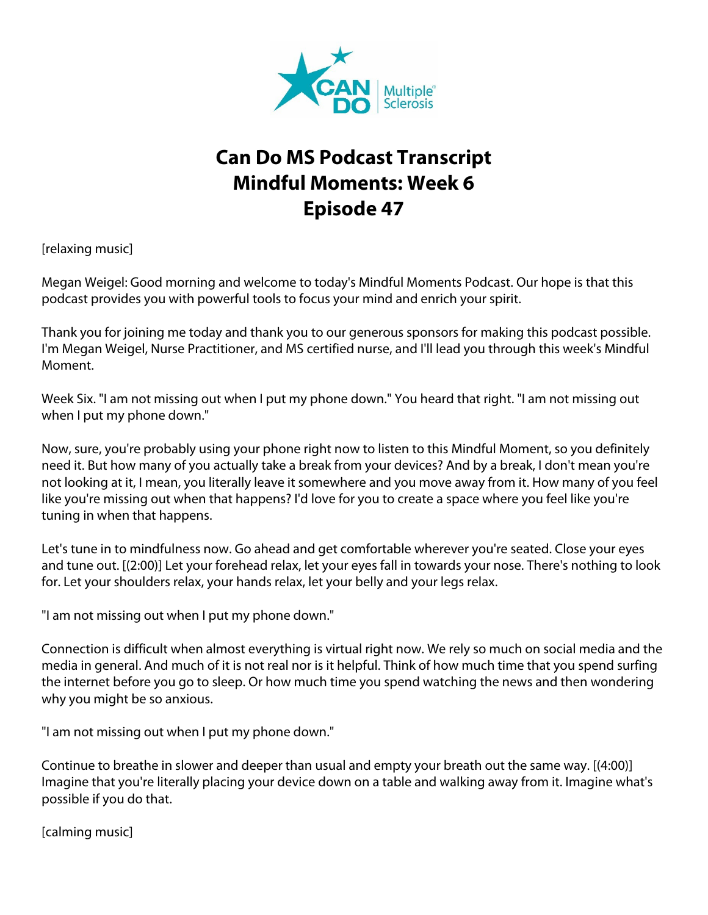# Can Do MS Podcast Transcript
# Mindful Moments: Week 6
# Episode 47

[relaxing music]

Megan Weigel: Good morning and welcome to today's Mindful Moments Podcast. Our hope is that this podcast provides you with powerful tools to focus your mind and enrich your spirit.

Thank you for joining me today and thank you to our generous sponsors for making this podcast possible. I'm Megan Weigel, Nurse Practitioner, and MS certified nurse, and I'll lead you through this week's Mindful Moment.

Week Six. "I am not missing out when I put my phone down." You heard that right. "I am not missing out when I put my phone down."

Now, sure, you're probably using your phone right now to listen to this Mindful Moment, so you definitely need it. But how many of you actually take a break from your devices? And by a break, I don't mean you're not looking at it, I mean, you literally leave it somewhere and you move away from it. How many of you feel like you're missing out when that happens? I'd love for you to create a space where you feel like you're tuning in when that happens.

Let's tune in to mindfulness now. Go ahead and get comfortable wherever you're seated. Close your eyes and tune out. [(2:00)] Let your forehead relax, let your eyes fall in towards your nose. There's nothing to look for. Let your shoulders relax, your hands relax, let your belly and your legs relax.

"I am not missing out when I put my phone down."

Connection is difficult when almost everything is virtual right now. We rely so much on social media and the media in general. And much of it is not real nor is it helpful. Think of how much time that you spend surfing the internet before you go to sleep. Or how much time you spend watching the news and then wondering why you might be so anxious.

"I am not missing out when I put my phone down."

Continue to breathe in slower and deeper than usual and empty your breath out the same way. [(4:00)] Imagine that you're literally placing your device down on a table and walking away from it. Imagine what's possible if you do that.

[calming music]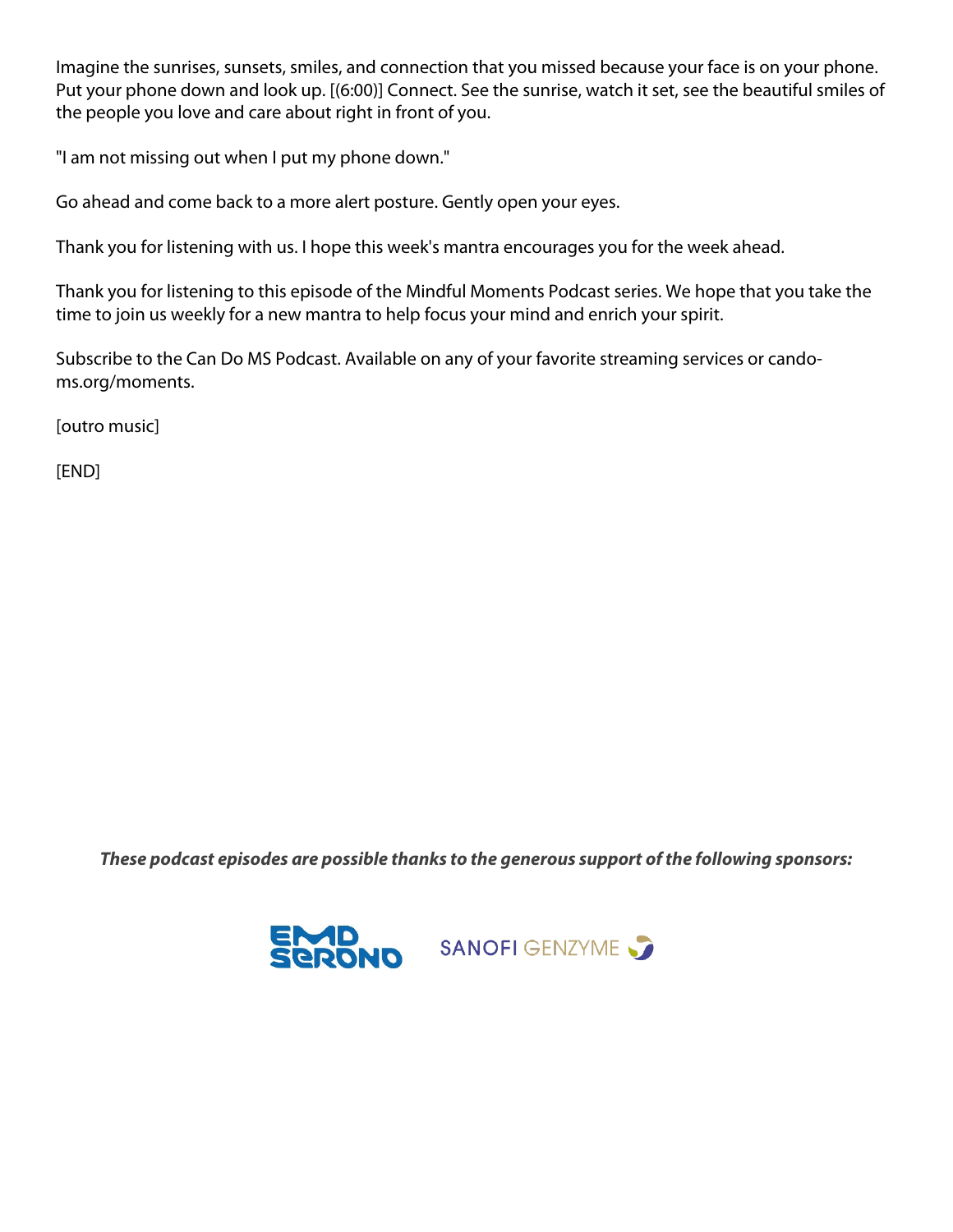Imagine the sunrises, sunsets, smiles, and connection that you missed because your face is on your phone. Put your phone down and look up. [(6:00)] Connect. See the sunrise, watch it set, see the beautiful smiles of the people you love and care about right in front of you.

"I am not missing out when I put my phone down."

Go ahead and come back to a more alert posture. Gently open your eyes.

Thank you for listening with us. I hope this week's mantra encourages you for the week ahead.

Thank you for listening to this episode of the Mindful Moments Podcast series. We hope that you take the time to join us weekly for a new mantra to help focus your mind and enrich your spirit.

Subscribe to the Can Do MS Podcast. Available on any of your favorite streaming services or cando-ms.org/moments.

[outro music]

[END]

***These podcast episodes are possible thanks to the generous support of the following sponsors:***

EMD SERONO

SANOFI GENZYME